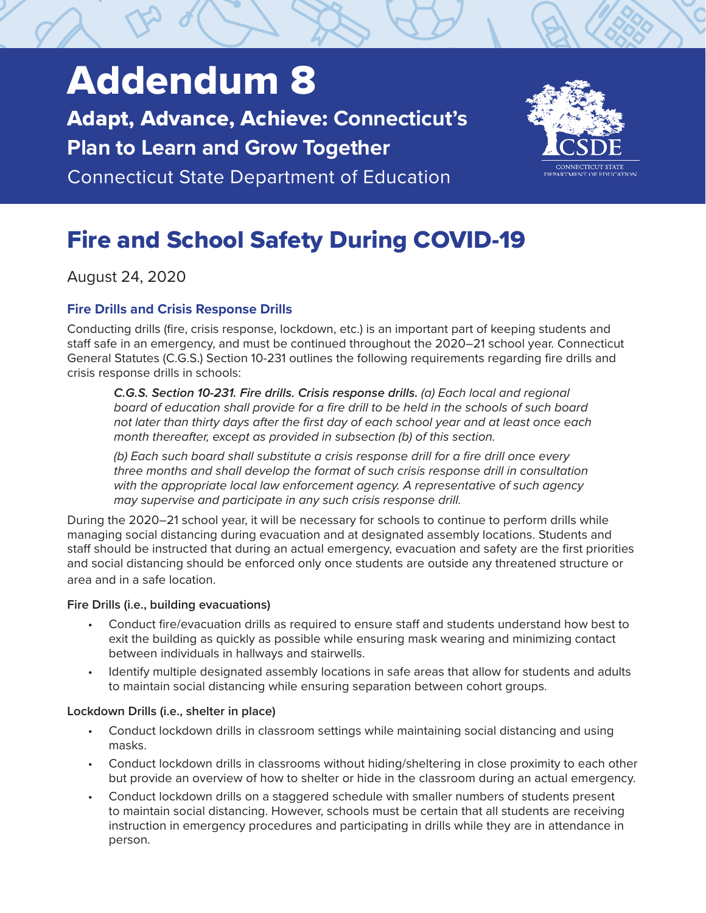# Addendum 8

## Adapt, Advance, Achieve: Connecticut's Plan to Learn and Grow Together

Connecticut State Department of Education

# Fire and School Safety During COVID-19

August 24, 2020

### Fire Drills and Crisis Response Drills

Conducting drills (fire, crisis response, lockdown, etc.) is an important part of keeping students and staff safe in an emergency, and must be continued throughout the 2020–21 school year. Connecticut General Statutes (C.G.S.) Section 10-231 outlines the following requirements regarding fire drills and crisis response drills in schools:

> ***C.G.S. Section 10-231. Fire drills. Crisis response drills.*** *(a) Each local and regional board of education shall provide for a fire drill to be held in the schools of such board not later than thirty days after the first day of each school year and at least once each month thereafter, except as provided in subsection (b) of this section.*
>
> *(b) Each such board shall substitute a crisis response drill for a fire drill once every three months and shall develop the format of such crisis response drill in consultation with the appropriate local law enforcement agency. A representative of such agency may supervise and participate in any such crisis response drill.*

During the 2020–21 school year, it will be necessary for schools to continue to perform drills while managing social distancing during evacuation and at designated assembly locations. Students and staff should be instructed that during an actual emergency, evacuation and safety are the first priorities and social distancing should be enforced only once students are outside any threatened structure or area and in a safe location.

**Fire Drills (i.e., building evacuations)**

- Conduct fire/evacuation drills as required to ensure staff and students understand how best to exit the building as quickly as possible while ensuring mask wearing and minimizing contact between individuals in hallways and stairwells.
- Identify multiple designated assembly locations in safe areas that allow for students and adults to maintain social distancing while ensuring separation between cohort groups.

**Lockdown Drills (i.e., shelter in place)**

- Conduct lockdown drills in classroom settings while maintaining social distancing and using masks.
- Conduct lockdown drills in classrooms without hiding/sheltering in close proximity to each other but provide an overview of how to shelter or hide in the classroom during an actual emergency.
- Conduct lockdown drills on a staggered schedule with smaller numbers of students present to maintain social distancing. However, schools must be certain that all students are receiving instruction in emergency procedures and participating in drills while they are in attendance in person.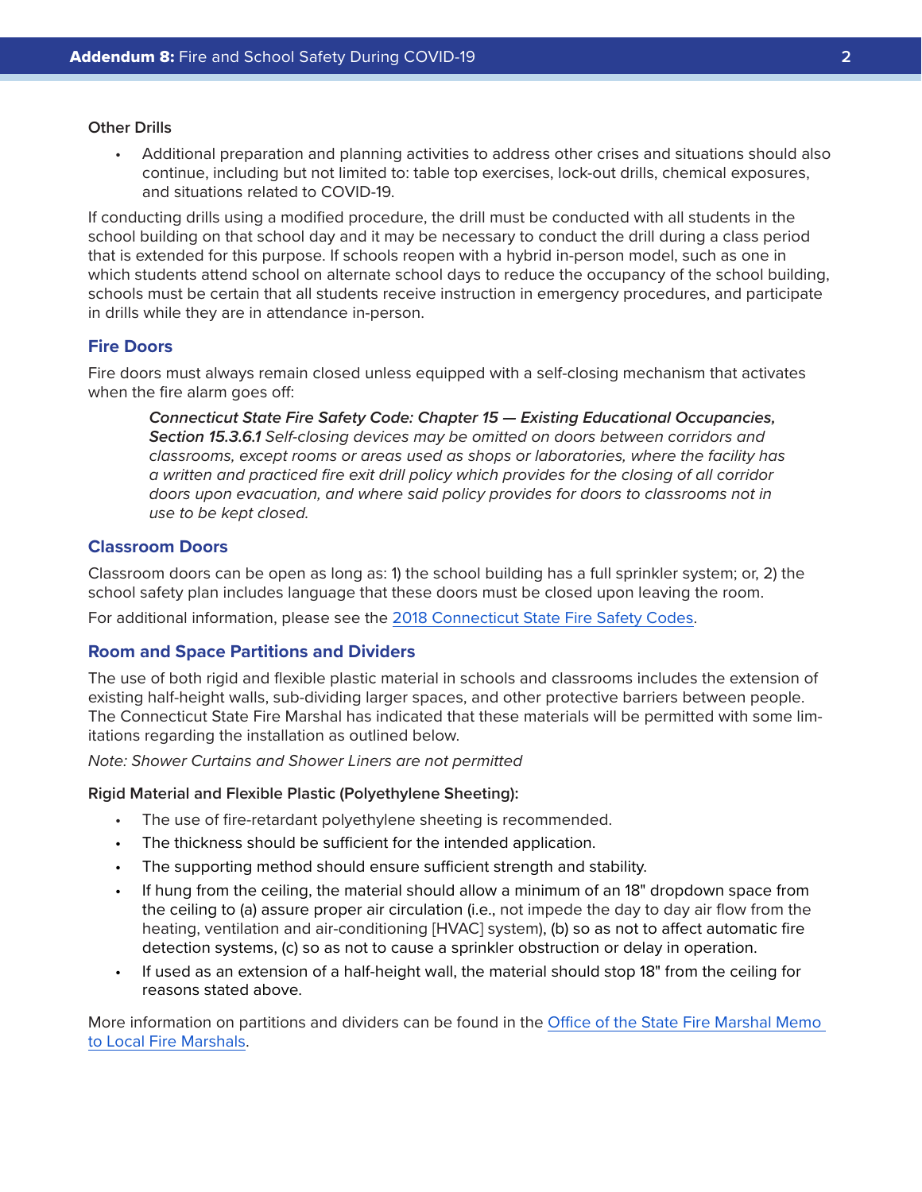**Other Drills**

- Additional preparation and planning activities to address other crises and situations should also continue, including but not limited to: table top exercises, lock-out drills, chemical exposures, and situations related to COVID-19.

If conducting drills using a modified procedure, the drill must be conducted with all students in the school building on that school day and it may be necessary to conduct the drill during a class period that is extended for this purpose. If schools reopen with a hybrid in-person model, such as one in which students attend school on alternate school days to reduce the occupancy of the school building, schools must be certain that all students receive instruction in emergency procedures, and participate in drills while they are in attendance in-person.

## Fire Doors

Fire doors must always remain closed unless equipped with a self-closing mechanism that activates when the fire alarm goes off:

> ***Connecticut State Fire Safety Code: Chapter 15 — Existing Educational Occupancies, Section 15.3.6.1*** *Self-closing devices may be omitted on doors between corridors and classrooms, except rooms or areas used as shops or laboratories, where the facility has a written and practiced fire exit drill policy which provides for the closing of all corridor doors upon evacuation, and where said policy provides for doors to classrooms not in use to be kept closed.*

## Classroom Doors

Classroom doors can be open as long as: 1) the school building has a full sprinkler system; or, 2) the school safety plan includes language that these doors must be closed upon leaving the room.

For additional information, please see the [2018 Connecticut State Fire Safety Codes](#).

## Room and Space Partitions and Dividers

The use of both rigid and flexible plastic material in schools and classrooms includes the extension of existing half-height walls, sub-dividing larger spaces, and other protective barriers between people. The Connecticut State Fire Marshal has indicated that these materials will be permitted with some limitations regarding the installation as outlined below.

*Note: Shower Curtains and Shower Liners are not permitted*

**Rigid Material and Flexible Plastic (Polyethylene Sheeting):**

- The use of fire-retardant polyethylene sheeting is recommended.
- The thickness should be sufficient for the intended application.
- The supporting method should ensure sufficient strength and stability.
- If hung from the ceiling, the material should allow a minimum of an 18" dropdown space from the ceiling to (a) assure proper air circulation (i.e., not impede the day to day air flow from the heating, ventilation and air-conditioning [HVAC] system), (b) so as not to affect automatic fire detection systems, (c) so as not to cause a sprinkler obstruction or delay in operation.
- If used as an extension of a half-height wall, the material should stop 18" from the ceiling for reasons stated above.

More information on partitions and dividers can be found in the [Office of the State Fire Marshal Memo to Local Fire Marshals](#).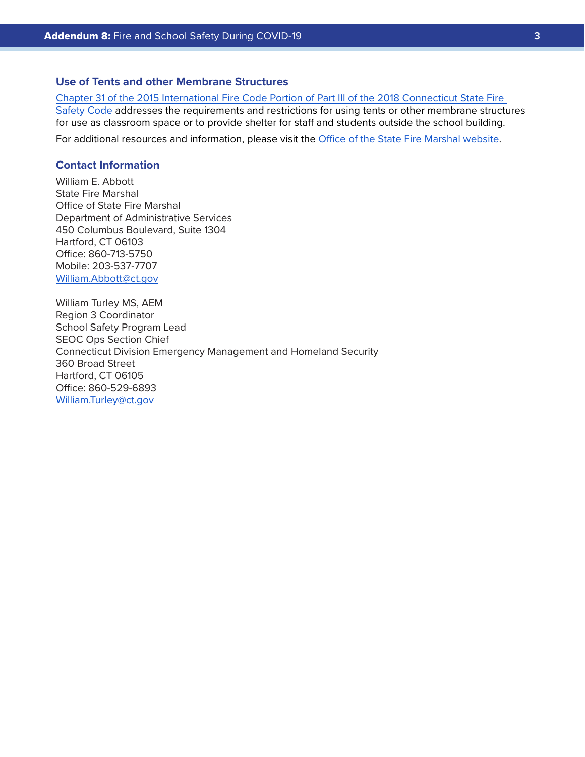### Use of Tents and other Membrane Structures

Chapter 31 of the 2015 International Fire Code Portion of Part III of the 2018 Connecticut State Fire Safety Code addresses the requirements and restrictions for using tents or other membrane structures for use as classroom space or to provide shelter for staff and students outside the school building.

For additional resources and information, please visit the Office of the State Fire Marshal website.

### Contact Information

William E. Abbott
State Fire Marshal
Office of State Fire Marshal
Department of Administrative Services
450 Columbus Boulevard, Suite 1304
Hartford, CT 06103
Office: 860-713-5750
Mobile: 203-537-7707
William.Abbott@ct.gov

William Turley MS, AEM
Region 3 Coordinator
School Safety Program Lead
SEOC Ops Section Chief
Connecticut Division Emergency Management and Homeland Security
360 Broad Street
Hartford, CT 06105
Office: 860-529-6893
William.Turley@ct.gov